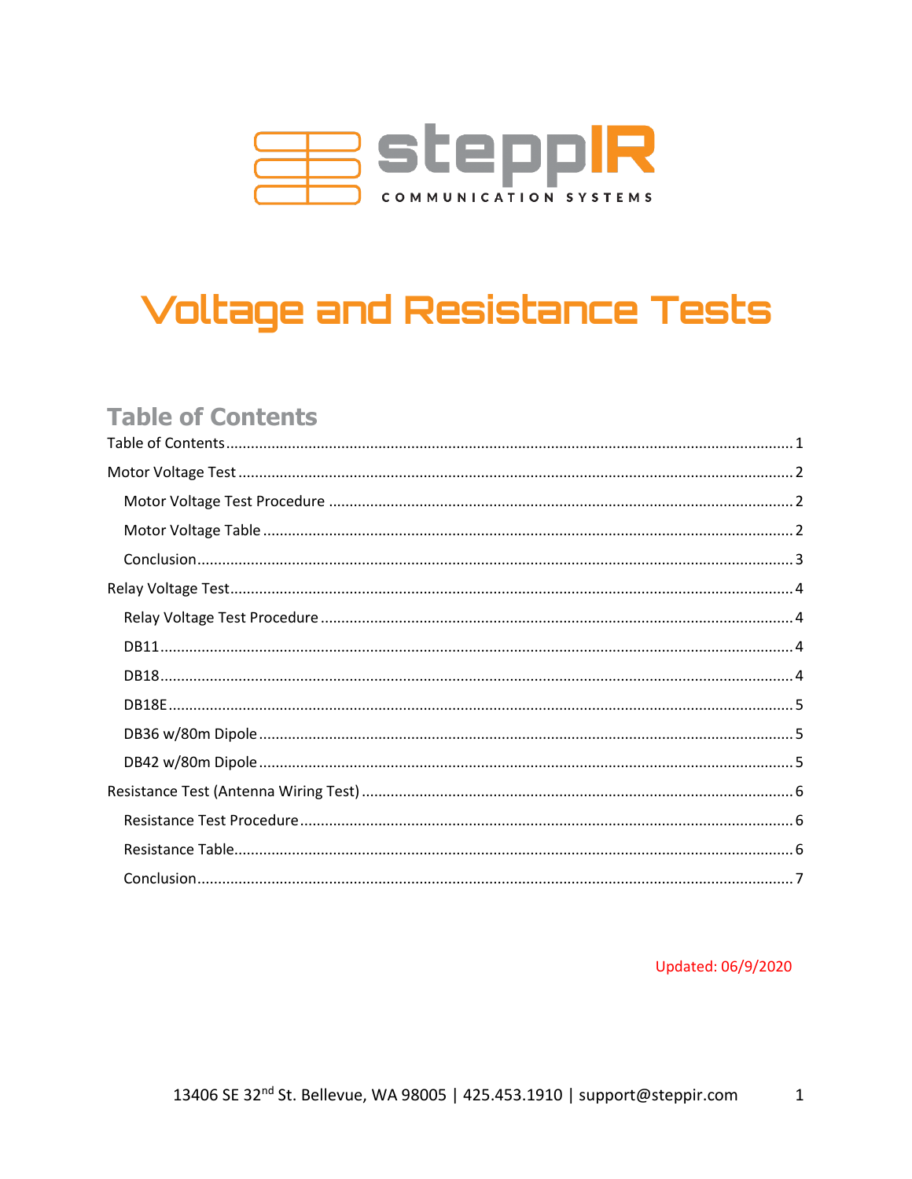# Voltage and Resistance Tests

## Table of Contents

- Table of Contents ........ 1
- Motor Voltage Test ........ 2
  - Motor Voltage Test Procedure ........ 2
  - Motor Voltage Table ........ 2
  - Conclusion ........ 3
- Relay Voltage Test ........ 4
  - Relay Voltage Test Procedure ........ 4
  - DB11 ........ 4
  - DB18 ........ 4
  - DB18E ........ 5
  - DB36 w/80m Dipole ........ 5
  - DB42 w/80m Dipole ........ 5
- Resistance Test (Antenna Wiring Test) ........ 6
  - Resistance Test Procedure ........ 6
  - Resistance Table ........ 6
  - Conclusion ........ 7

Updated: 06/9/2020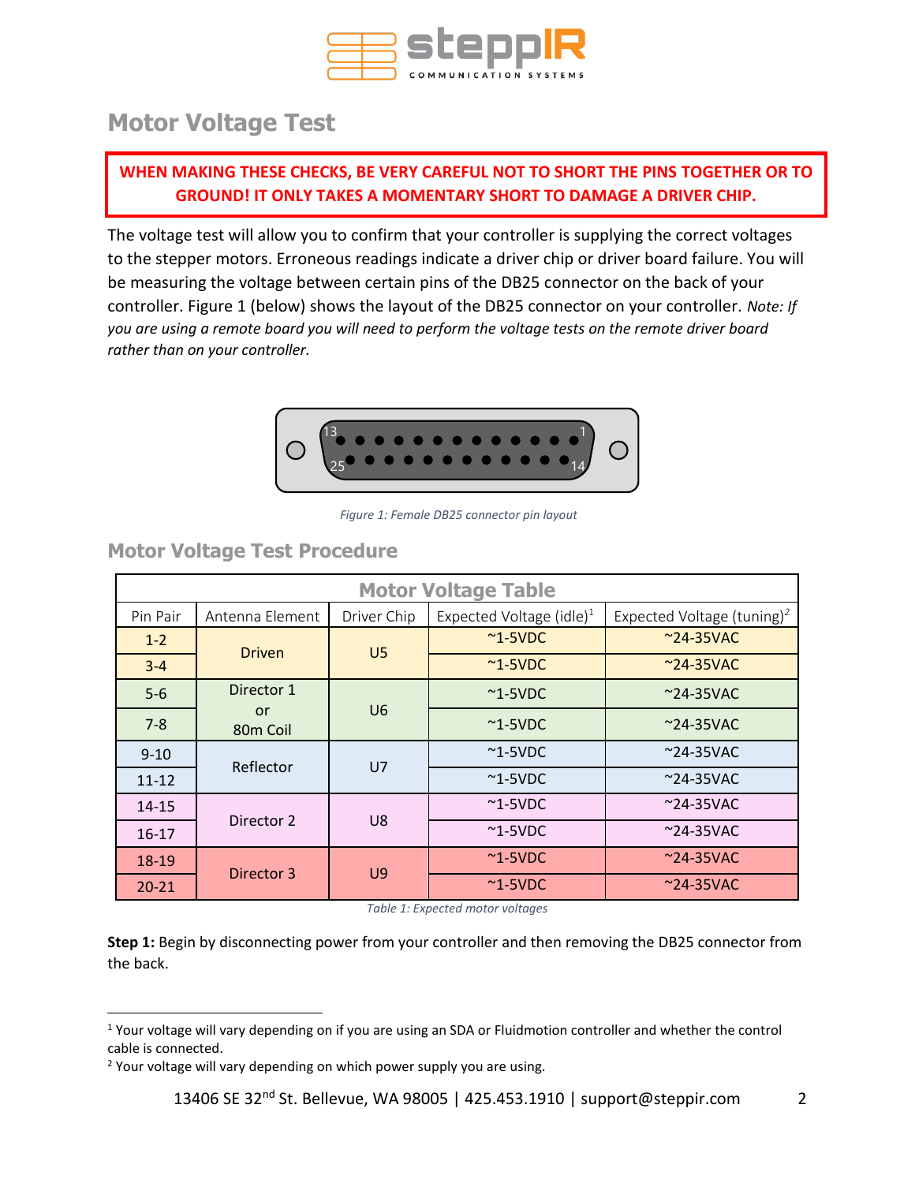# Motor Voltage Test

**WHEN MAKING THESE CHECKS, BE VERY CAREFUL NOT TO SHORT THE PINS TOGETHER OR TO GROUND! IT ONLY TAKES A MOMENTARY SHORT TO DAMAGE A DRIVER CHIP.**

The voltage test will allow you to confirm that your controller is supplying the correct voltages to the stepper motors. Erroneous readings indicate a driver chip or driver board failure. You will be measuring the voltage between certain pins of the DB25 connector on the back of your controller. Figure 1 (below) shows the layout of the DB25 connector on your controller. *Note: If you are using a remote board you will need to perform the voltage tests on the remote driver board rather than on your controller.*

*Figure 1: Female DB25 connector pin layout*

## Motor Voltage Test Procedure

| Motor Voltage Table | | | | |
|---|---|---|---|---|
| Pin Pair | Antenna Element | Driver Chip | Expected Voltage (idle)[1] | Expected Voltage (tuning)[2] |
| 1-2 | Driven | U5 | ~1-5VDC | ~24-35VAC |
| 3-4 | | | ~1-5VDC | ~24-35VAC |
| 5-6 | Director 1 or 80m Coil | U6 | ~1-5VDC | ~24-35VAC |
| 7-8 | | | ~1-5VDC | ~24-35VAC |
| 9-10 | Reflector | U7 | ~1-5VDC | ~24-35VAC |
| 11-12 | | | ~1-5VDC | ~24-35VAC |
| 14-15 | Director 2 | U8 | ~1-5VDC | ~24-35VAC |
| 16-17 | | | ~1-5VDC | ~24-35VAC |
| 18-19 | Director 3 | U9 | ~1-5VDC | ~24-35VAC |
| 20-21 | | | ~1-5VDC | ~24-35VAC |

*Table 1: Expected motor voltages*

**Step 1:** Begin by disconnecting power from your controller and then removing the DB25 connector from the back.

[1] Your voltage will vary depending on if you are using an SDA or Fluidmotion controller and whether the control cable is connected.

[2] Your voltage will vary depending on which power supply you are using.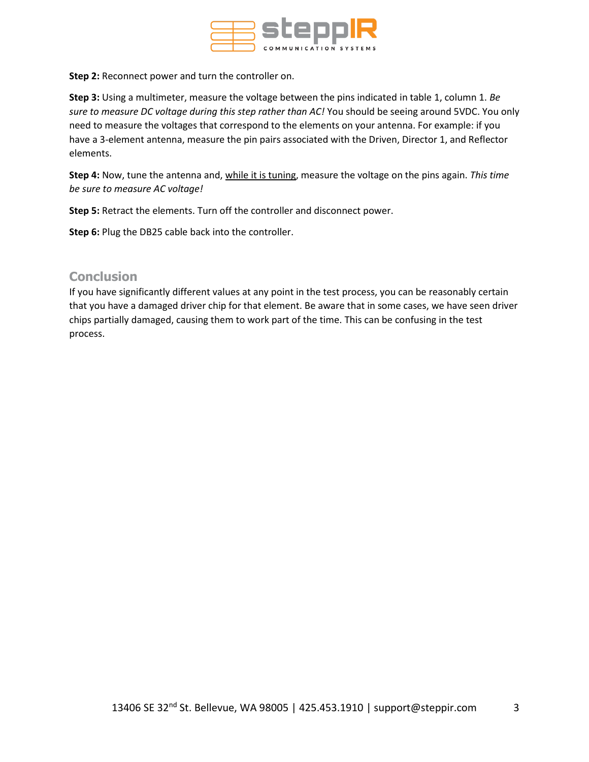**Step 2:** Reconnect power and turn the controller on.

**Step 3:** Using a multimeter, measure the voltage between the pins indicated in table 1, column 1. *Be sure to measure DC voltage during this step rather than AC!* You should be seeing around 5VDC. You only need to measure the voltages that correspond to the elements on your antenna. For example: if you have a 3-element antenna, measure the pin pairs associated with the Driven, Director 1, and Reflector elements.

**Step 4:** Now, tune the antenna and, while it is tuning, measure the voltage on the pins again. *This time be sure to measure AC voltage!*

**Step 5:** Retract the elements. Turn off the controller and disconnect power.

**Step 6:** Plug the DB25 cable back into the controller.

## Conclusion

If you have significantly different values at any point in the test process, you can be reasonably certain that you have a damaged driver chip for that element. Be aware that in some cases, we have seen driver chips partially damaged, causing them to work part of the time. This can be confusing in the test process.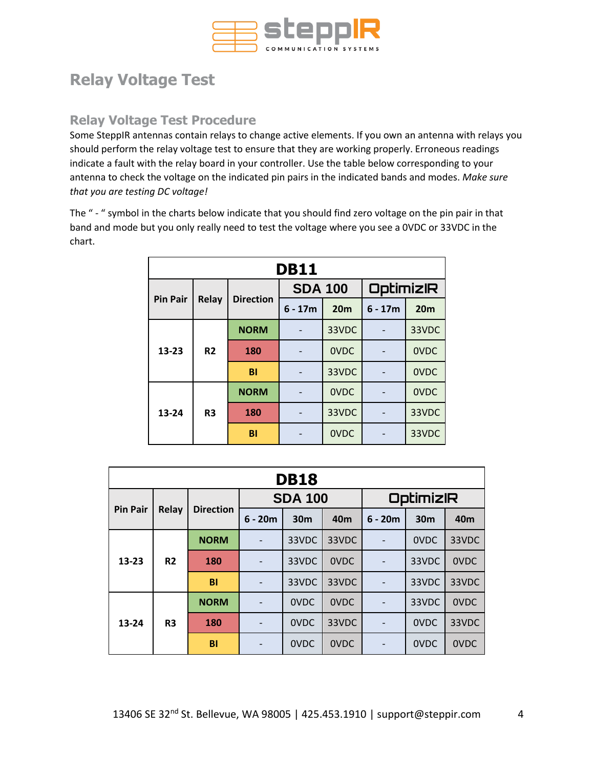# Relay Voltage Test

## Relay Voltage Test Procedure

Some SteppIR antennas contain relays to change active elements. If you own an antenna with relays you should perform the relay voltage test to ensure that they are working properly. Erroneous readings indicate a fault with the relay board in your controller. Use the table below corresponding to your antenna to check the voltage on the indicated pin pairs in the indicated bands and modes. *Make sure that you are testing DC voltage!*

The " - " symbol in the charts below indicate that you should find zero voltage on the pin pair in that band and mode but you only really need to test the voltage where you see a 0VDC or 33VDC in the chart.

| DB11 | | | | | | |
|---|---|---|---|---|---|---|
| Pin Pair | Relay | Direction | SDA 100 | | OptimizIR | |
| | | | 6 - 17m | 20m | 6 - 17m | 20m |
| 13-23 | R2 | NORM | - | 33VDC | - | 33VDC |
| | | 180 | - | 0VDC | - | 0VDC |
| | | BI | - | 33VDC | - | 0VDC |
| 13-24 | R3 | NORM | - | 0VDC | - | 0VDC |
| | | 180 | - | 33VDC | - | 33VDC |
| | | BI | - | 0VDC | - | 33VDC |

| DB18 | | | | | | | | |
|---|---|---|---|---|---|---|---|---|
| Pin Pair | Relay | Direction | SDA 100 | | | OptimizIR | | |
| | | | 6 - 20m | 30m | 40m | 6 - 20m | 30m | 40m |
| 13-23 | R2 | NORM | - | 33VDC | 33VDC | - | 0VDC | 33VDC |
| | | 180 | - | 33VDC | 0VDC | - | 33VDC | 0VDC |
| | | BI | - | 33VDC | 33VDC | - | 33VDC | 33VDC |
| 13-24 | R3 | NORM | - | 0VDC | 0VDC | - | 33VDC | 0VDC |
| | | 180 | - | 0VDC | 33VDC | - | 0VDC | 33VDC |
| | | BI | - | 0VDC | 0VDC | - | 0VDC | 0VDC |

13406 SE 32nd St. Bellevue, WA 98005 | 425.453.1910 | support@steppir.com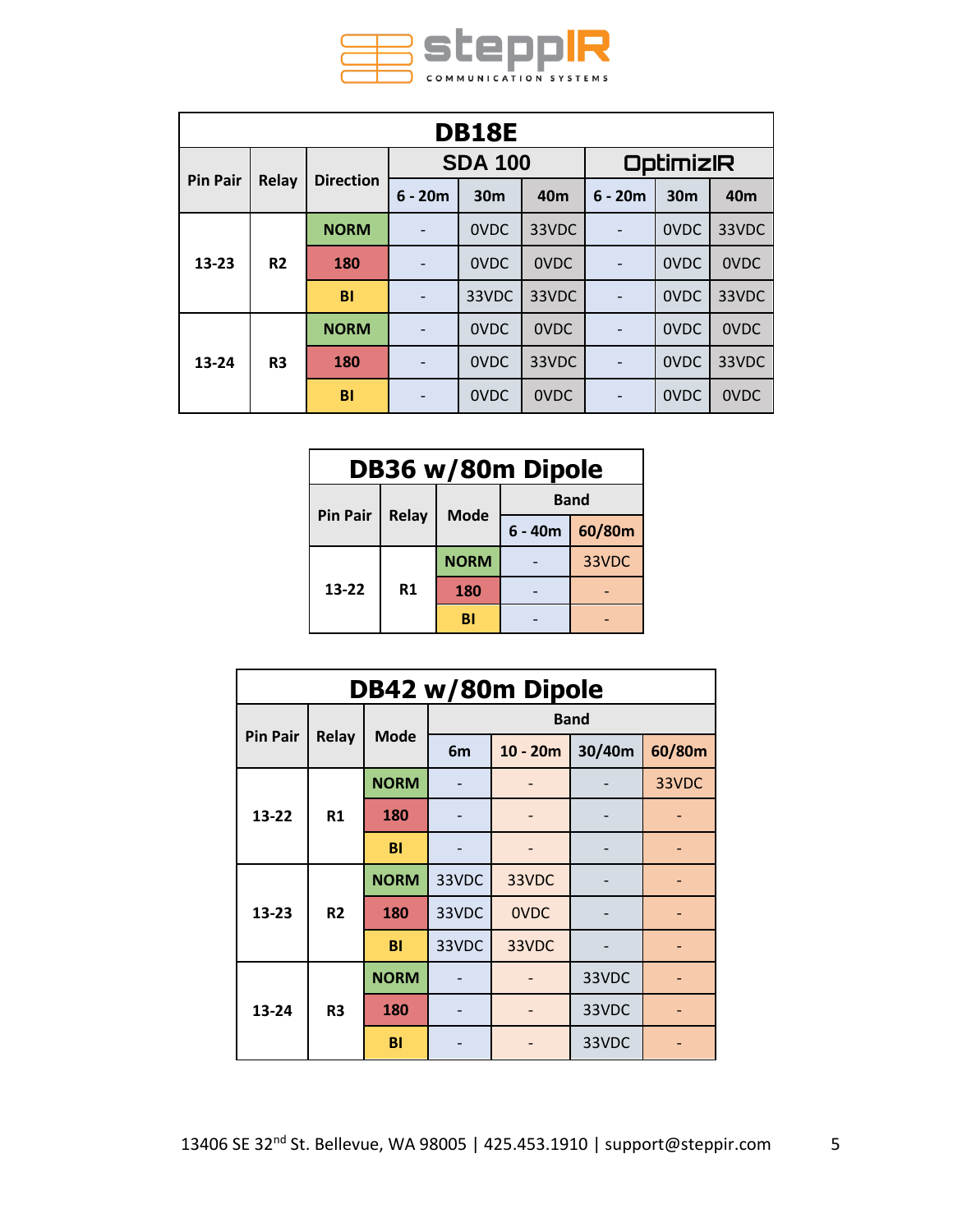| DB18E | | | | | | | | |
|---|---|---|---|---|---|---|---|---|
| Pin Pair | Relay | Direction | SDA 100 | | | OptimizIR | | |
| | | | 6 - 20m | 30m | 40m | 6 - 20m | 30m | 40m |
| 13-23 | R2 | NORM | - | 0VDC | 33VDC | - | 0VDC | 33VDC |
| | | 180 | - | 0VDC | 0VDC | - | 0VDC | 0VDC |
| | | BI | - | 33VDC | 33VDC | - | 0VDC | 33VDC |
| 13-24 | R3 | NORM | - | 0VDC | 0VDC | - | 0VDC | 0VDC |
| | | 180 | - | 0VDC | 33VDC | - | 0VDC | 33VDC |
| | | BI | - | 0VDC | 0VDC | - | 0VDC | 0VDC |

| DB36 w/80m Dipole | | | | |
|---|---|---|---|---|
| Pin Pair | Relay | Mode | Band | |
| | | | 6 - 40m | 60/80m |
| 13-22 | R1 | NORM | - | 33VDC |
| | | 180 | - | - |
| | | BI | - | - |

| DB42 w/80m Dipole | | | | | | |
|---|---|---|---|---|---|---|
| Pin Pair | Relay | Mode | Band | | | |
| | | | 6m | 10 - 20m | 30/40m | 60/80m |
| 13-22 | R1 | NORM | - | - | - | 33VDC |
| | | 180 | - | - | - | - |
| | | BI | - | - | - | - |
| 13-23 | R2 | NORM | 33VDC | 33VDC | - | - |
| | | 180 | 33VDC | 0VDC | - | - |
| | | BI | 33VDC | 33VDC | - | - |
| 13-24 | R3 | NORM | - | - | 33VDC | - |
| | | 180 | - | - | 33VDC | - |
| | | BI | - | - | 33VDC | - |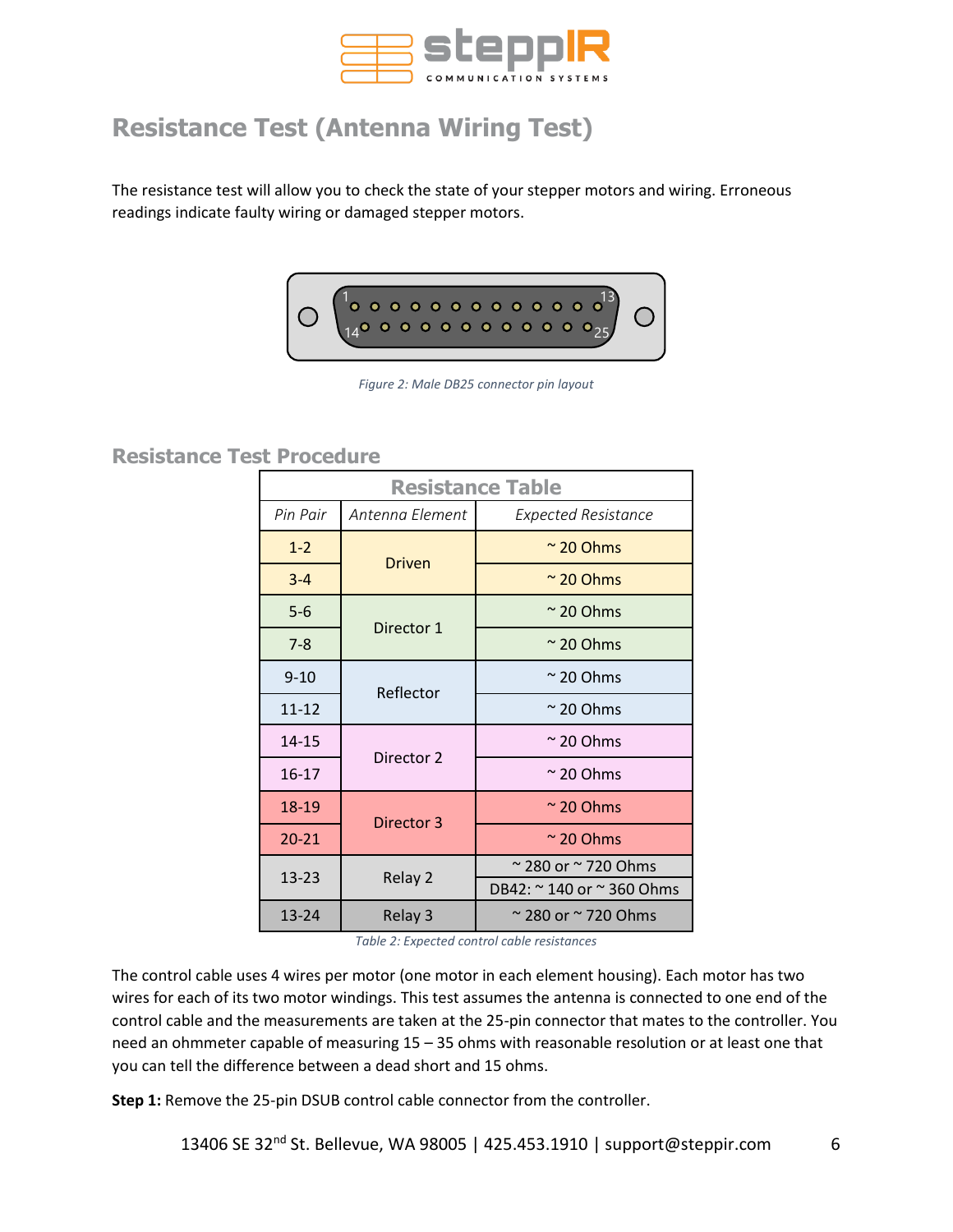# Resistance Test (Antenna Wiring Test)

The resistance test will allow you to check the state of your stepper motors and wiring. Erroneous readings indicate faulty wiring or damaged stepper motors.

*Figure 2: Male DB25 connector pin layout*

## Resistance Test Procedure

| Resistance Table | | |
|---|---|---|
| *Pin Pair* | *Antenna Element* | *Expected Resistance* |
| 1-2 | Driven | ~ 20 Ohms |
| 3-4 | | ~ 20 Ohms |
| 5-6 | Director 1 | ~ 20 Ohms |
| 7-8 | | ~ 20 Ohms |
| 9-10 | Reflector | ~ 20 Ohms |
| 11-12 | | ~ 20 Ohms |
| 14-15 | Director 2 | ~ 20 Ohms |
| 16-17 | | ~ 20 Ohms |
| 18-19 | Director 3 | ~ 20 Ohms |
| 20-21 | | ~ 20 Ohms |
| 13-23 | Relay 2 | ~ 280 or ~ 720 Ohms |
| | | DB42: ~ 140 or ~ 360 Ohms |
| 13-24 | Relay 3 | ~ 280 or ~ 720 Ohms |

*Table 2: Expected control cable resistances*

The control cable uses 4 wires per motor (one motor in each element housing). Each motor has two wires for each of its two motor windings. This test assumes the antenna is connected to one end of the control cable and the measurements are taken at the 25-pin connector that mates to the controller. You need an ohmmeter capable of measuring 15 – 35 ohms with reasonable resolution or at least one that you can tell the difference between a dead short and 15 ohms.

**Step 1:** Remove the 25-pin DSUB control cable connector from the controller.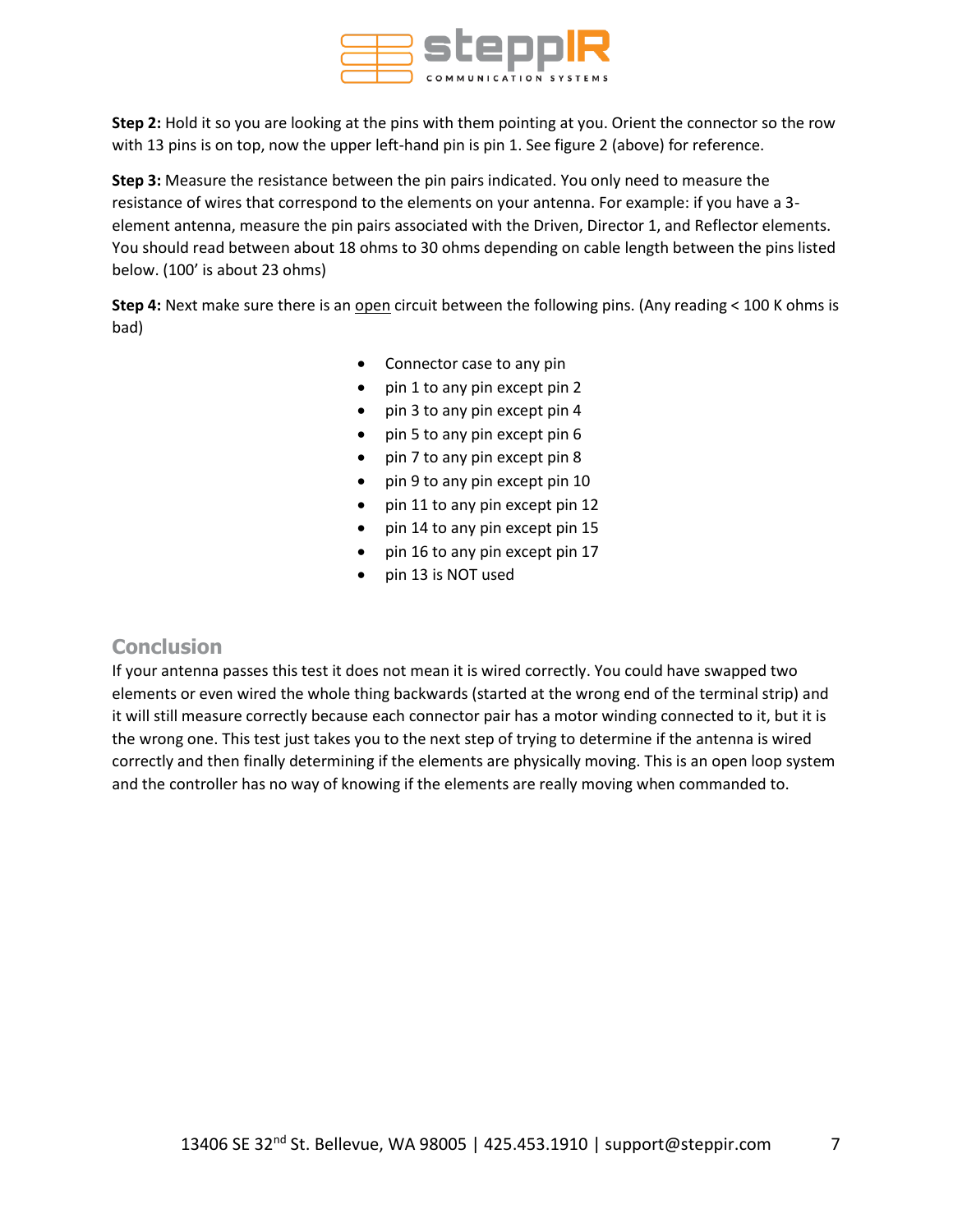**Step 2:** Hold it so you are looking at the pins with them pointing at you. Orient the connector so the row with 13 pins is on top, now the upper left-hand pin is pin 1. See figure 2 (above) for reference.

**Step 3:** Measure the resistance between the pin pairs indicated. You only need to measure the resistance of wires that correspond to the elements on your antenna. For example: if you have a 3-element antenna, measure the pin pairs associated with the Driven, Director 1, and Reflector elements. You should read between about 18 ohms to 30 ohms depending on cable length between the pins listed below. (100' is about 23 ohms)

**Step 4:** Next make sure there is an <u>open</u> circuit between the following pins. (Any reading < 100 K ohms is bad)

- Connector case to any pin
- pin 1 to any pin except pin 2
- pin 3 to any pin except pin 4
- pin 5 to any pin except pin 6
- pin 7 to any pin except pin 8
- pin 9 to any pin except pin 10
- pin 11 to any pin except pin 12
- pin 14 to any pin except pin 15
- pin 16 to any pin except pin 17
- pin 13 is NOT used

## Conclusion

If your antenna passes this test it does not mean it is wired correctly. You could have swapped two elements or even wired the whole thing backwards (started at the wrong end of the terminal strip) and it will still measure correctly because each connector pair has a motor winding connected to it, but it is the wrong one. This test just takes you to the next step of trying to determine if the antenna is wired correctly and then finally determining if the elements are physically moving. This is an open loop system and the controller has no way of knowing if the elements are really moving when commanded to.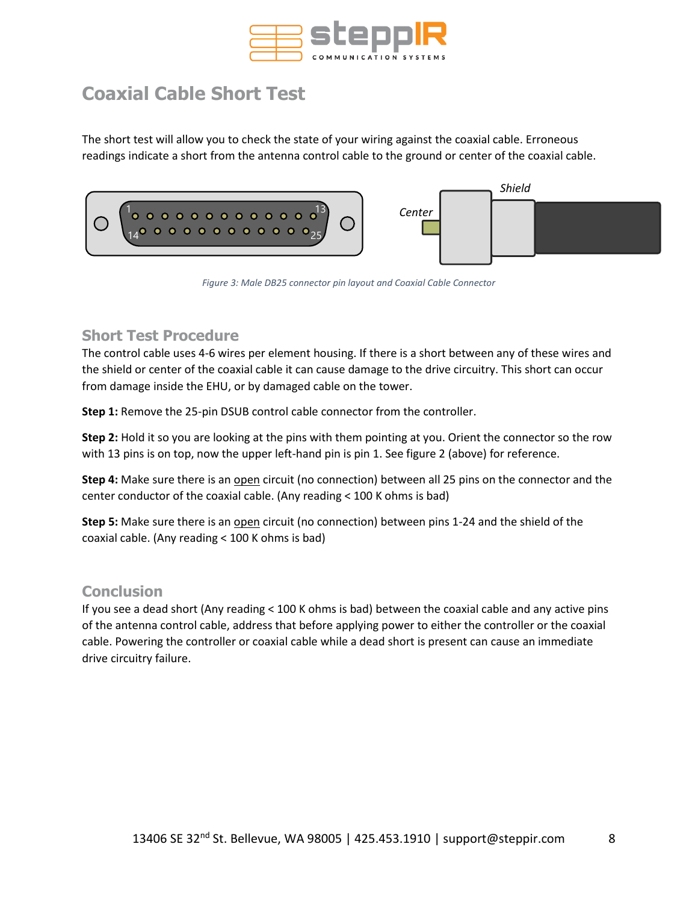# Coaxial Cable Short Test

The short test will allow you to check the state of your wiring against the coaxial cable. Erroneous readings indicate a short from the antenna control cable to the ground or center of the coaxial cable.

1
13
14
25
Center
Shield

*Figure 3: Male DB25 connector pin layout and Coaxial Cable Connector*

## Short Test Procedure

The control cable uses 4-6 wires per element housing. If there is a short between any of these wires and the shield or center of the coaxial cable it can cause damage to the drive circuitry. This short can occur from damage inside the EHU, or by damaged cable on the tower.

**Step 1:** Remove the 25-pin DSUB control cable connector from the controller.

**Step 2:** Hold it so you are looking at the pins with them pointing at you. Orient the connector so the row with 13 pins is on top, now the upper left-hand pin is pin 1. See figure 2 (above) for reference.

**Step 4:** Make sure there is an <u>open</u> circuit (no connection) between all 25 pins on the connector and the center conductor of the coaxial cable. (Any reading < 100 K ohms is bad)

**Step 5:** Make sure there is an <u>open</u> circuit (no connection) between pins 1-24 and the shield of the coaxial cable. (Any reading < 100 K ohms is bad)

## Conclusion

If you see a dead short (Any reading < 100 K ohms is bad) between the coaxial cable and any active pins of the antenna control cable, address that before applying power to either the controller or the coaxial cable. Powering the controller or coaxial cable while a dead short is present can cause an immediate drive circuitry failure.